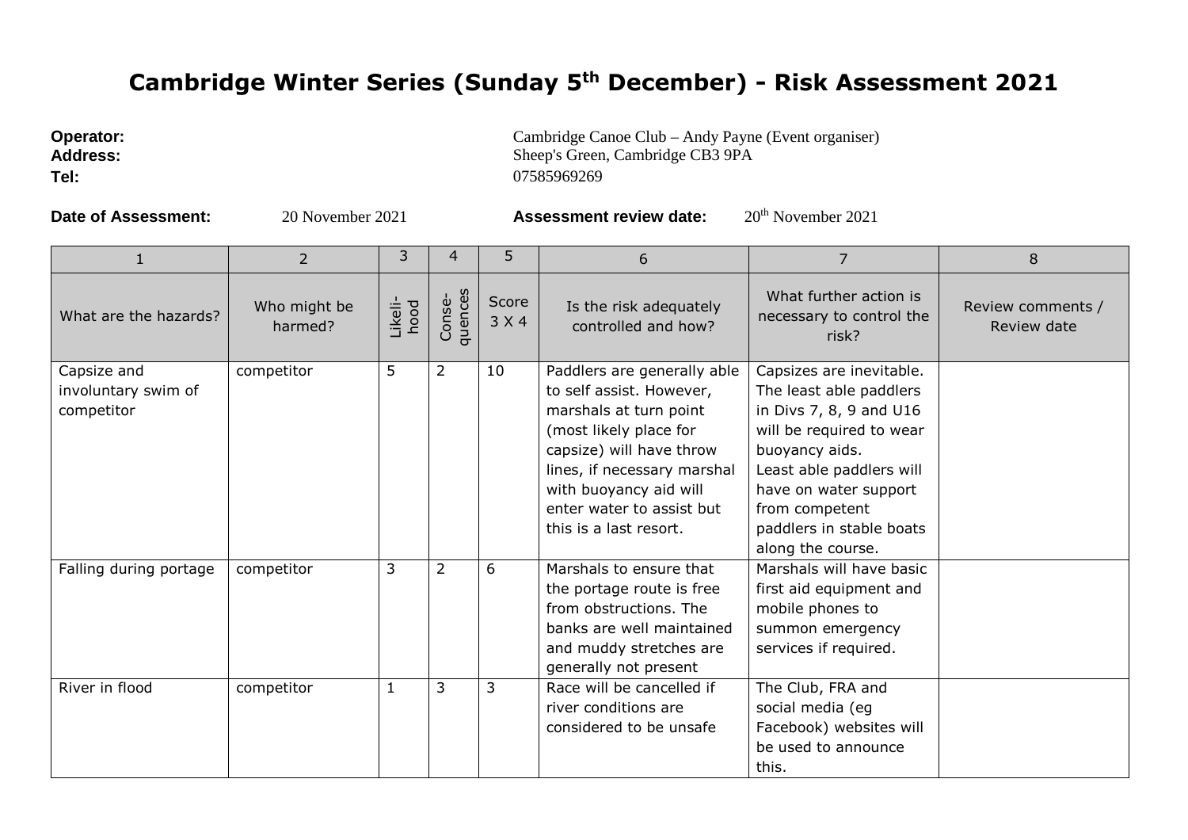# Cambridge Winter Series (Sunday 5th December) - Risk Assessment 2021

**Operator:** Cambridge Canoe Club – Andy Payne (Event organiser)
**Address:** Sheep's Green, Cambridge CB3 9PA
**Tel:** 07585969269

**Date of Assessment:** 20 November 2021 **Assessment review date:** 20th November 2021

| 1 | 2 | 3 | 4 | 5 | 6 | 7 | 8 |
|---|---|---|---|---|---|---|---|
| What are the hazards? | Who might be harmed? | Likeli-hood | Conse-quences | Score 3 X 4 | Is the risk adequately controlled and how? | What further action is necessary to control the risk? | Review comments / Review date |
| Capsize and involuntary swim of competitor | competitor | 5 | 2 | 10 | Paddlers are generally able to self assist. However, marshals at turn point (most likely place for capsize) will have throw lines, if necessary marshal with buoyancy aid will enter water to assist but this is a last resort. | Capsizes are inevitable. The least able paddlers in Divs 7, 8, 9 and U16 will be required to wear buoyancy aids. Least able paddlers will have on water support from competent paddlers in stable boats along the course. | |
| Falling during portage | competitor | 3 | 2 | 6 | Marshals to ensure that the portage route is free from obstructions. The banks are well maintained and muddy stretches are generally not present | Marshals will have basic first aid equipment and mobile phones to summon emergency services if required. | |
| River in flood | competitor | 1 | 3 | 3 | Race will be cancelled if river conditions are considered to be unsafe | The Club, FRA and social media (eg Facebook) websites will be used to announce this. | |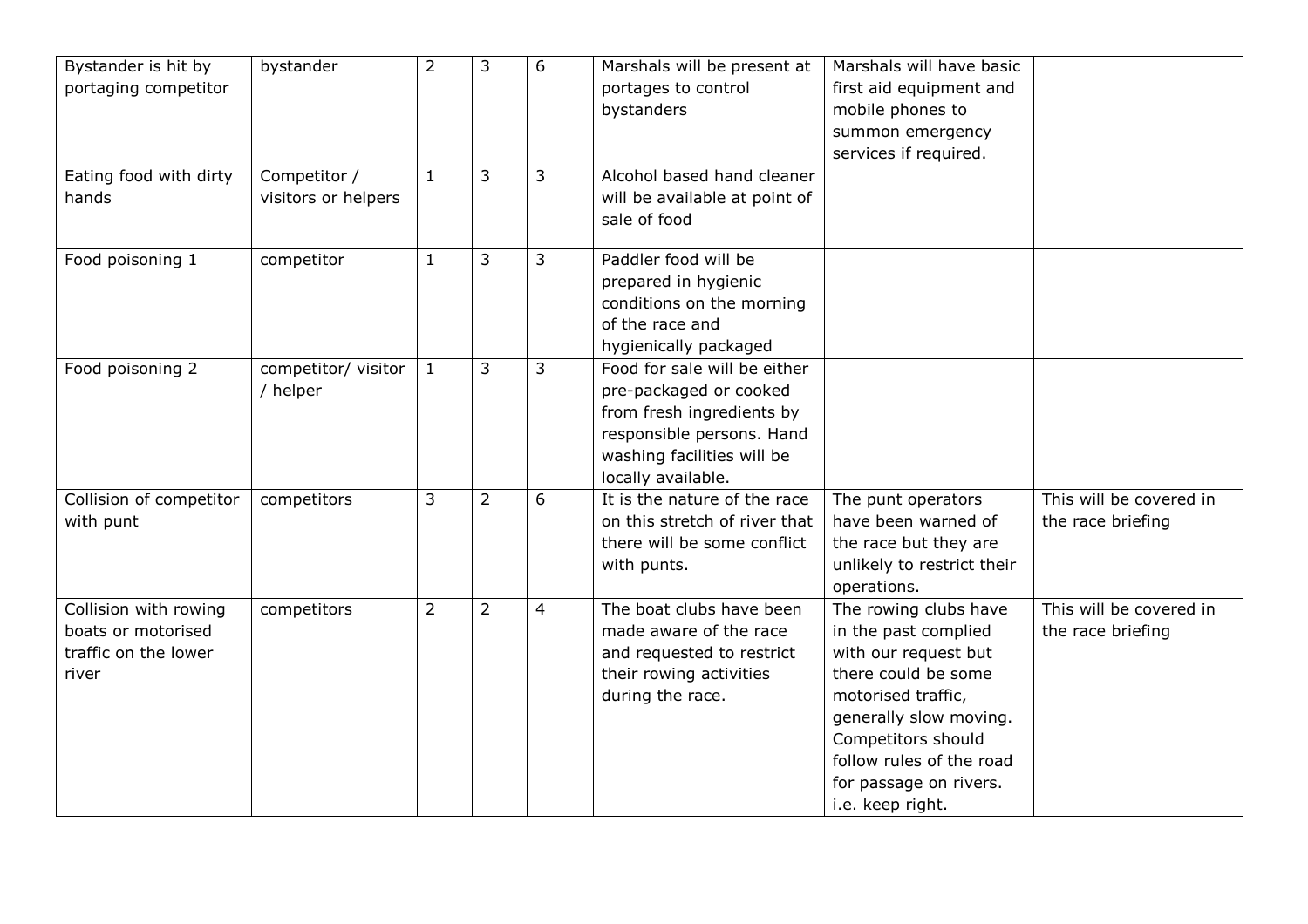| | | | | | | | |
|---|---|---|---|---|---|---|---|
| Bystander is hit by portaging competitor | bystander | 2 | 3 | 6 | Marshals will be present at portages to control bystanders | Marshals will have basic first aid equipment and mobile phones to summon emergency services if required. | |
| Eating food with dirty hands | Competitor / visitors or helpers | 1 | 3 | 3 | Alcohol based hand cleaner will be available at point of sale of food | | |
| Food poisoning 1 | competitor | 1 | 3 | 3 | Paddler food will be prepared in hygienic conditions on the morning of the race and hygienically packaged | | |
| Food poisoning 2 | competitor/ visitor / helper | 1 | 3 | 3 | Food for sale will be either pre-packaged or cooked from fresh ingredients by responsible persons. Hand washing facilities will be locally available. | | |
| Collision of competitor with punt | competitors | 3 | 2 | 6 | It is the nature of the race on this stretch of river that there will be some conflict with punts. | The punt operators have been warned of the race but they are unlikely to restrict their operations. | This will be covered in the race briefing |
| Collision with rowing boats or motorised traffic on the lower river | competitors | 2 | 2 | 4 | The boat clubs have been made aware of the race and requested to restrict their rowing activities during the race. | The rowing clubs have in the past complied with our request but there could be some motorised traffic, generally slow moving. Competitors should follow rules of the road for passage on rivers. i.e. keep right. | This will be covered in the race briefing |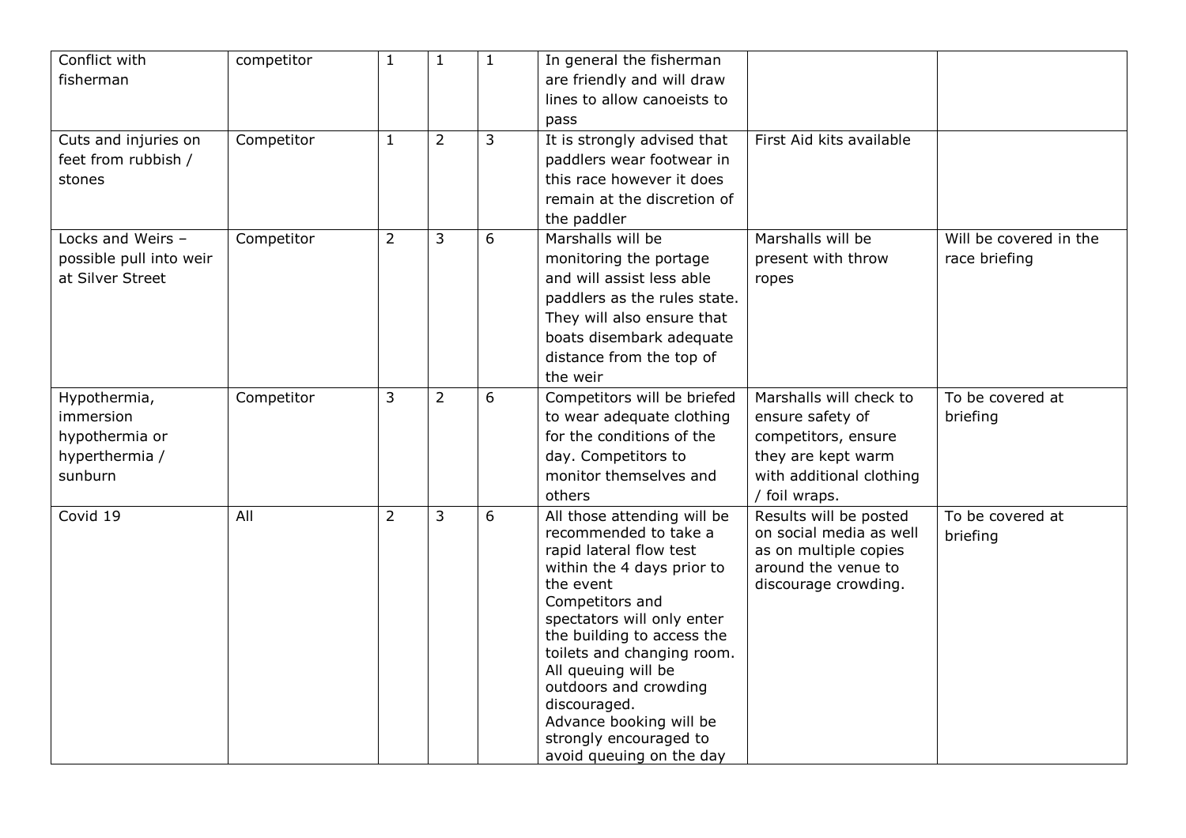| Conflict with fisherman | competitor | 1 | 1 | 1 | In general the fisherman are friendly and will draw lines to allow canoeists to pass | | |
|---|---|---|---|---|---|---|---|
| Cuts and injuries on feet from rubbish / stones | Competitor | 1 | 2 | 3 | It is strongly advised that paddlers wear footwear in this race however it does remain at the discretion of the paddler | First Aid kits available | |
| Locks and Weirs – possible pull into weir at Silver Street | Competitor | 2 | 3 | 6 | Marshalls will be monitoring the portage and will assist less able paddlers as the rules state. They will also ensure that boats disembark adequate distance from the top of the weir | Marshalls will be present with throw ropes | Will be covered in the race briefing |
| Hypothermia, immersion hypothermia or hyperthermia / sunburn | Competitor | 3 | 2 | 6 | Competitors will be briefed to wear adequate clothing for the conditions of the day. Competitors to monitor themselves and others | Marshalls will check to ensure safety of competitors, ensure they are kept warm with additional clothing / foil wraps. | To be covered at briefing |
| Covid 19 | All | 2 | 3 | 6 | All those attending will be recommended to take a rapid lateral flow test within the 4 days prior to the event<br>Competitors and spectators will only enter the building to access the toilets and changing room. All queuing will be outdoors and crowding discouraged.<br>Advance booking will be strongly encouraged to avoid queuing on the day | Results will be posted on social media as well as on multiple copies around the venue to discourage crowding. | To be covered at briefing |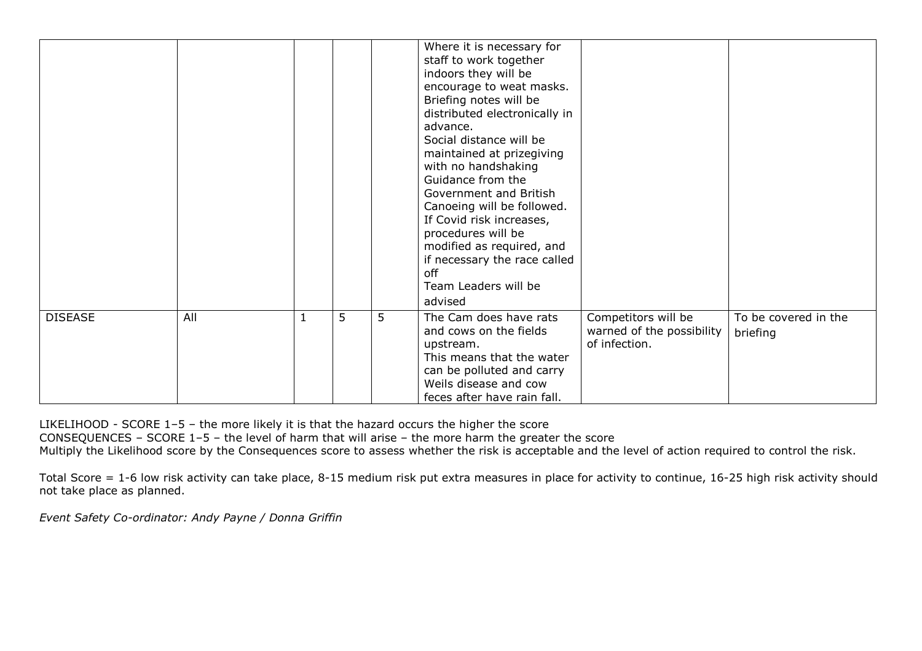| | | | | | | | |
|---|---|---|---|---|---|---|---|
| | | | | | Where it is necessary for staff to work together indoors they will be encourage to weat masks.<br>Briefing notes will be distributed electronically in advance.<br>Social distance will be maintained at prizegiving with no handshaking<br>Guidance from the Government and British Canoeing will be followed.<br>If Covid risk increases, procedures will be modified as required, and if necessary the race called off<br>Team Leaders will be advised | | |
| DISEASE | All | 1 | 5 | 5 | The Cam does have rats and cows on the fields upstream.<br>This means that the water can be polluted and carry Weils disease and cow feces after have rain fall. | Competitors will be warned of the possibility of infection. | To be covered in the briefing |

LIKELIHOOD - SCORE 1–5 – the more likely it is that the hazard occurs the higher the score
CONSEQUENCES – SCORE 1–5 – the level of harm that will arise – the more harm the greater the score
Multiply the Likelihood score by the Consequences score to assess whether the risk is acceptable and the level of action required to control the risk.

Total Score = 1-6 low risk activity can take place, 8-15 medium risk put extra measures in place for activity to continue, 16-25 high risk activity should not take place as planned.

*Event Safety Co-ordinator: Andy Payne / Donna Griffin*